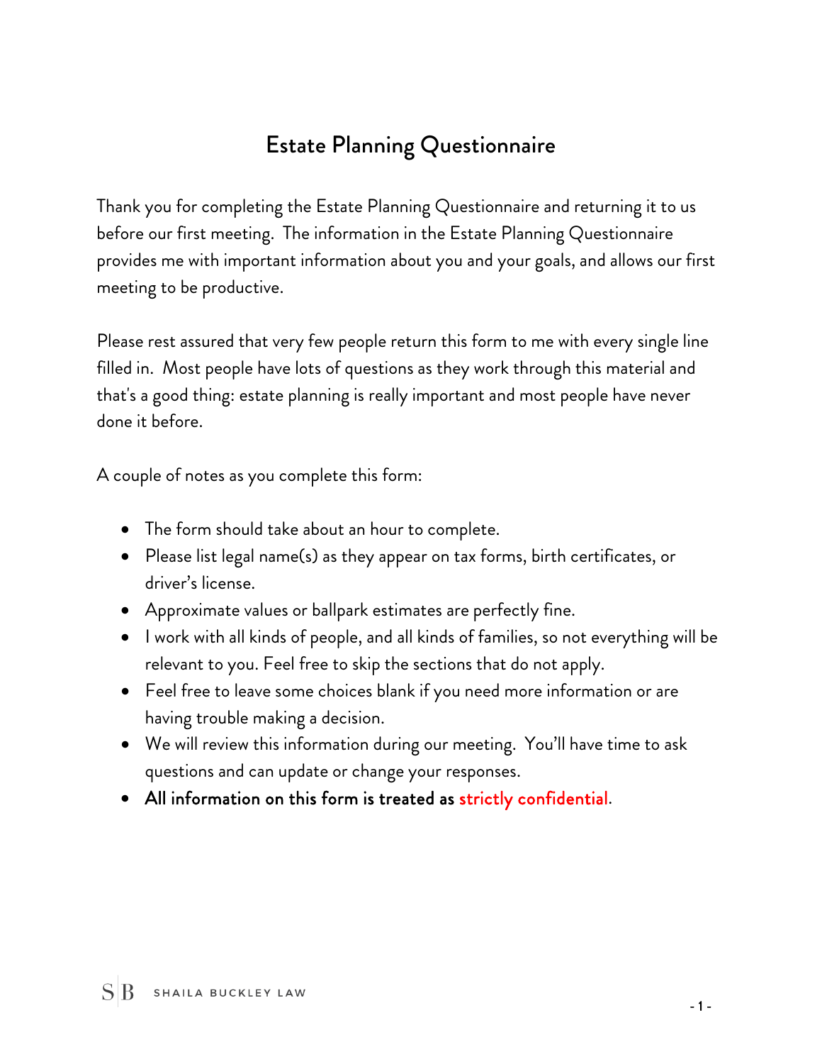# Estate Planning Questionnaire

Thank you for completing the Estate Planning Questionnaire and returning it to us before our first meeting. The information in the Estate Planning Questionnaire provides me with important information about you and your goals, and allows our first meeting to be productive.

Please rest assured that very few people return this form to me with every single line filled in. Most people have lots of questions as they work through this material and that's a good thing: estate planning is really important and most people have never done it before.

A couple of notes as you complete this form:

- The form should take about an hour to complete.
- Please list legal name(s) as they appear on tax forms, birth certificates, or driver's license.
- Approximate values or ballpark estimates are perfectly fine.
- I work with all kinds of people, and all kinds of families, so not everything will be relevant to you. Feel free to skip the sections that do not apply.
- Feel free to leave some choices blank if you need more information or are having trouble making a decision.
- We will review this information during our meeting. You'll have time to ask questions and can update or change your responses.
- **All information on this form is treated as strictly confidential.**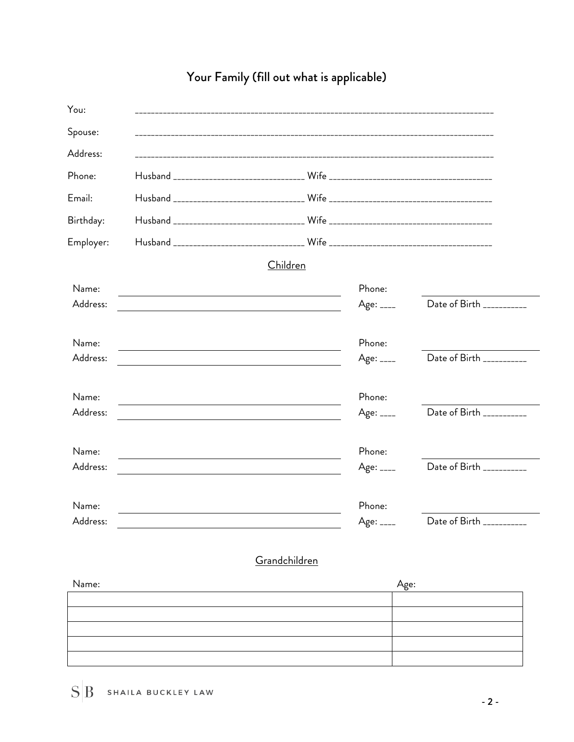## Your Family (fill out what is applicable)

You: ________________________________________________________________________________________

Spouse: ________________________________________________________________________________________

Address: ________________________________________________________________________________________

Phone: Husband ______________________________ Wife ________________________________________

Email: Husband ______________________________ Wife ________________________________________

Birthday: Husband ______________________________ Wife ________________________________________

Employer: Husband ______________________________ Wife ________________________________________

### Children

Name: ______________________________ Phone: ____________________
Address: ______________________________ Age: ____ Date of Birth __________

Name: ______________________________ Phone: ____________________
Address: ______________________________ Age: ____ Date of Birth __________

Name: ______________________________ Phone: ____________________
Address: ______________________________ Age: ____ Date of Birth __________

Name: ______________________________ Phone: ____________________
Address: ______________________________ Age: ____ Date of Birth __________

Name: ______________________________ Phone: ____________________
Address: ______________________________ Age: ____ Date of Birth __________

### Grandchildren

| Name: | Age: |
| --- | --- |
| | |
| | |
| | |
| | |
| | |

SB SHAILA BUCKLEY LAW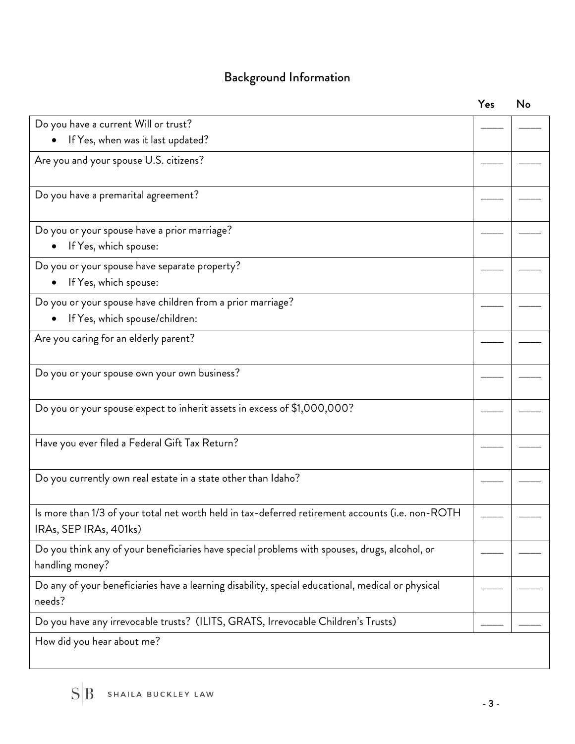## Background Information

| | Yes | No |
|---|---|---|
| Do you have a current Will or trust?<br>• If Yes, when was it last updated? | ____ | ____ |
| Are you and your spouse U.S. citizens? | ____ | ____ |
| Do you have a premarital agreement? | ____ | ____ |
| Do you or your spouse have a prior marriage?<br>• If Yes, which spouse: | ____ | ____ |
| Do you or your spouse have separate property?<br>• If Yes, which spouse: | ____ | ____ |
| Do you or your spouse have children from a prior marriage?<br>• If Yes, which spouse/children: | ____ | ____ |
| Are you caring for an elderly parent? | ____ | ____ |
| Do you or your spouse own your own business? | ____ | ____ |
| Do you or your spouse expect to inherit assets in excess of $1,000,000? | ____ | ____ |
| Have you ever filed a Federal Gift Tax Return? | ____ | ____ |
| Do you currently own real estate in a state other than Idaho? | ____ | ____ |
| Is more than 1/3 of your total net worth held in tax-deferred retirement accounts (i.e. non-ROTH IRAs, SEP IRAs, 401ks) | ____ | ____ |
| Do you think any of your beneficiaries have special problems with spouses, drugs, alcohol, or handling money? | ____ | ____ |
| Do any of your beneficiaries have a learning disability, special educational, medical or physical needs? | ____ | ____ |
| Do you have any irrevocable trusts? (ILITS, GRATS, Irrevocable Children's Trusts) | ____ | ____ |
| How did you hear about me? | | |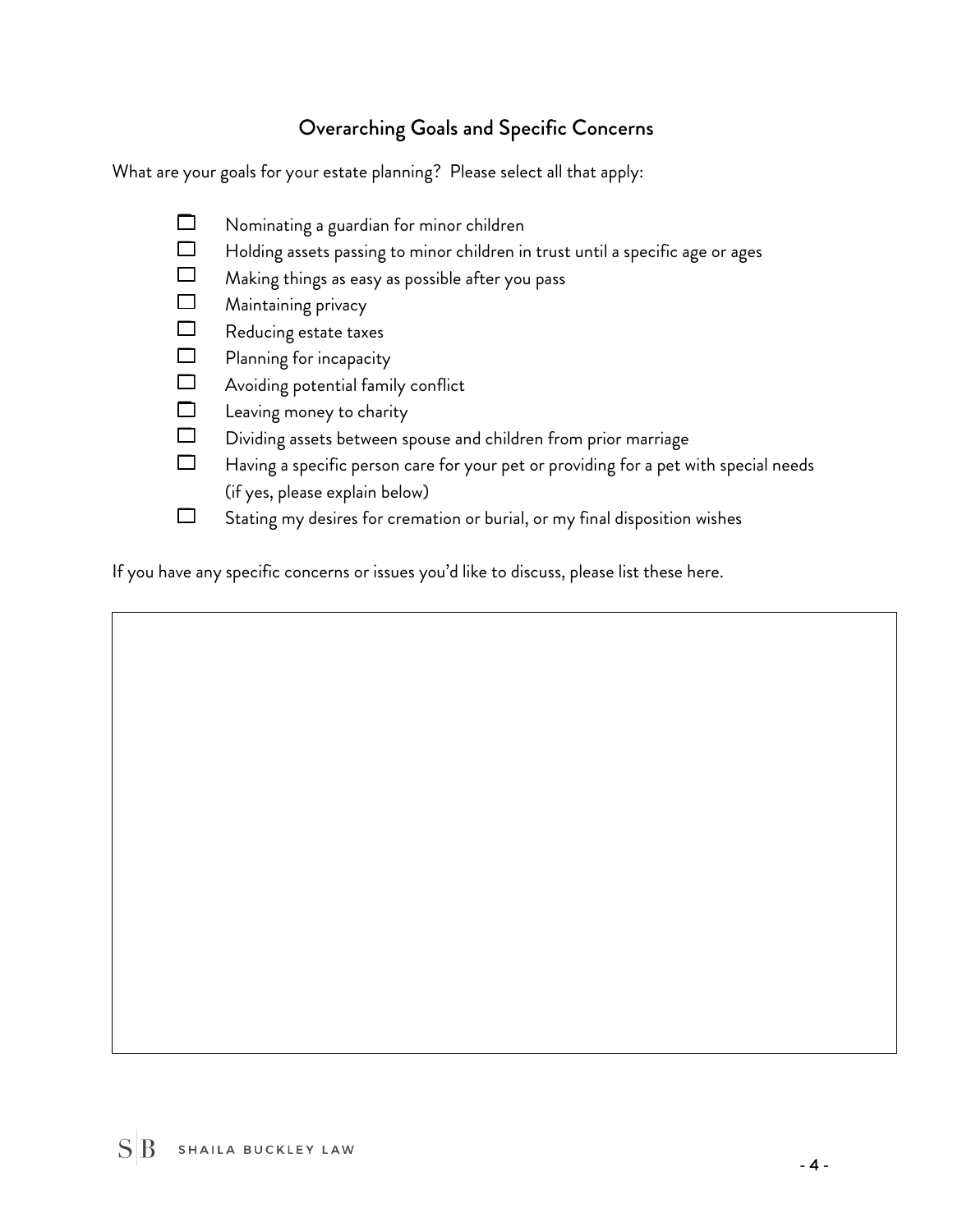## Overarching Goals and Specific Concerns

What are your goals for your estate planning? Please select all that apply:

- ☐ Nominating a guardian for minor children
- ☐ Holding assets passing to minor children in trust until a specific age or ages
- ☐ Making things as easy as possible after you pass
- ☐ Maintaining privacy
- ☐ Reducing estate taxes
- ☐ Planning for incapacity
- ☐ Avoiding potential family conflict
- ☐ Leaving money to charity
- ☐ Dividing assets between spouse and children from prior marriage
- ☐ Having a specific person care for your pet or providing for a pet with special needs (if yes, please explain below)
- ☐ Stating my desires for cremation or burial, or my final disposition wishes

If you have any specific concerns or issues you'd like to discuss, please list these here.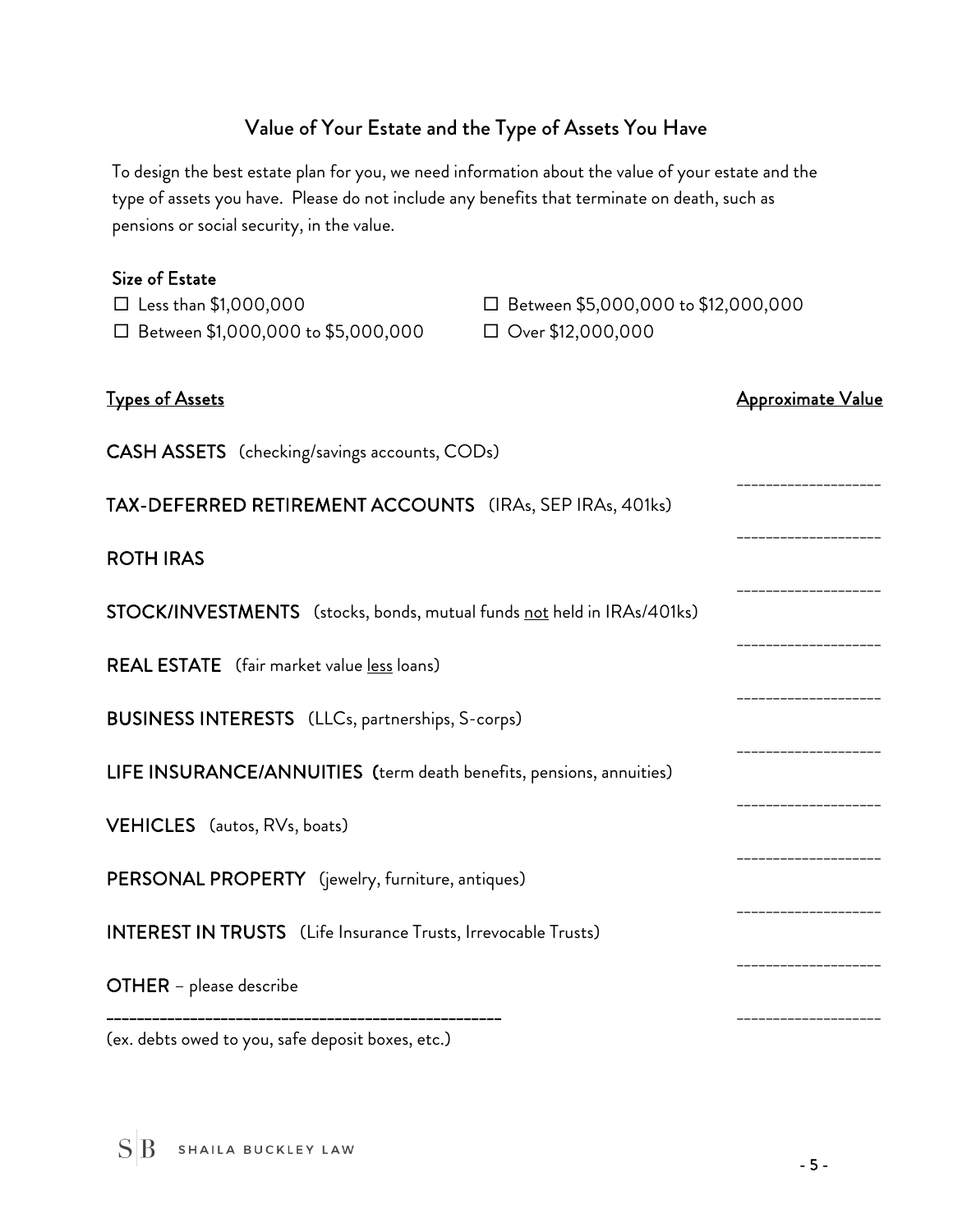## Value of Your Estate and the Type of Assets You Have

To design the best estate plan for you, we need information about the value of your estate and the type of assets you have. Please do not include any benefits that terminate on death, such as pensions or social security, in the value.

### Size of Estate

- ☐ Less than $1,000,000
- ☐ Between $1,000,000 to $5,000,000
- ☐ Between $5,000,000 to $12,000,000
- ☐ Over $12,000,000

| Types of Assets | Approximate Value |
|---|---|
| **CASH ASSETS** (checking/savings accounts, CODs) | __________________ |
| **TAX-DEFERRED RETIREMENT ACCOUNTS** (IRAs, SEP IRAs, 401ks) | __________________ |
| **ROTH IRAS** | __________________ |
| **STOCK/INVESTMENTS** (stocks, bonds, mutual funds <u>not</u> held in IRAs/401ks) | __________________ |
| **REAL ESTATE** (fair market value <u>less</u> loans) | __________________ |
| **BUSINESS INTERESTS** (LLCs, partnerships, S-corps) | __________________ |
| **LIFE INSURANCE/ANNUITIES** (term death benefits, pensions, annuities) | __________________ |
| **VEHICLES** (autos, RVs, boats) | __________________ |
| **PERSONAL PROPERTY** (jewelry, furniture, antiques) | __________________ |
| **INTEREST IN TRUSTS** (Life Insurance Trusts, Irrevocable Trusts) | __________________ |
| **OTHER** – please describe ____________________________________________ (ex. debts owed to you, safe deposit boxes, etc.) | __________________ |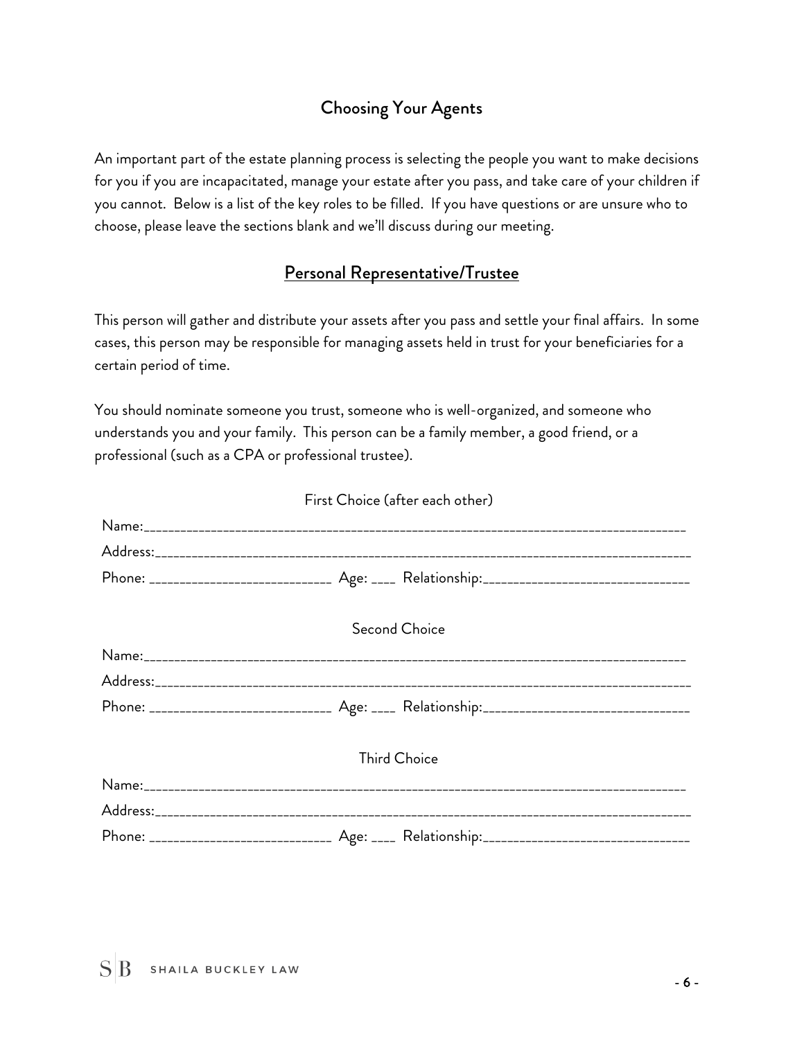# Choosing Your Agents

An important part of the estate planning process is selecting the people you want to make decisions for you if you are incapacitated, manage your estate after you pass, and take care of your children if you cannot. Below is a list of the key roles to be filled. If you have questions or are unsure who to choose, please leave the sections blank and we'll discuss during our meeting.

## Personal Representative/Trustee

This person will gather and distribute your assets after you pass and settle your final affairs. In some cases, this person may be responsible for managing assets held in trust for your beneficiaries for a certain period of time.

You should nominate someone you trust, someone who is well-organized, and someone who understands you and your family. This person can be a family member, a good friend, or a professional (such as a CPA or professional trustee).

First Choice (after each other)

Name:_______________________________________________________________________________

Address:_____________________________________________________________________________

Phone: __________________________ Age: ____ Relationship:_____________________________

Second Choice

Name:_______________________________________________________________________________

Address:_____________________________________________________________________________

Phone: __________________________ Age: ____ Relationship:_____________________________

Third Choice

Name:_______________________________________________________________________________

Address:_____________________________________________________________________________

Phone: __________________________ Age: ____ Relationship:_____________________________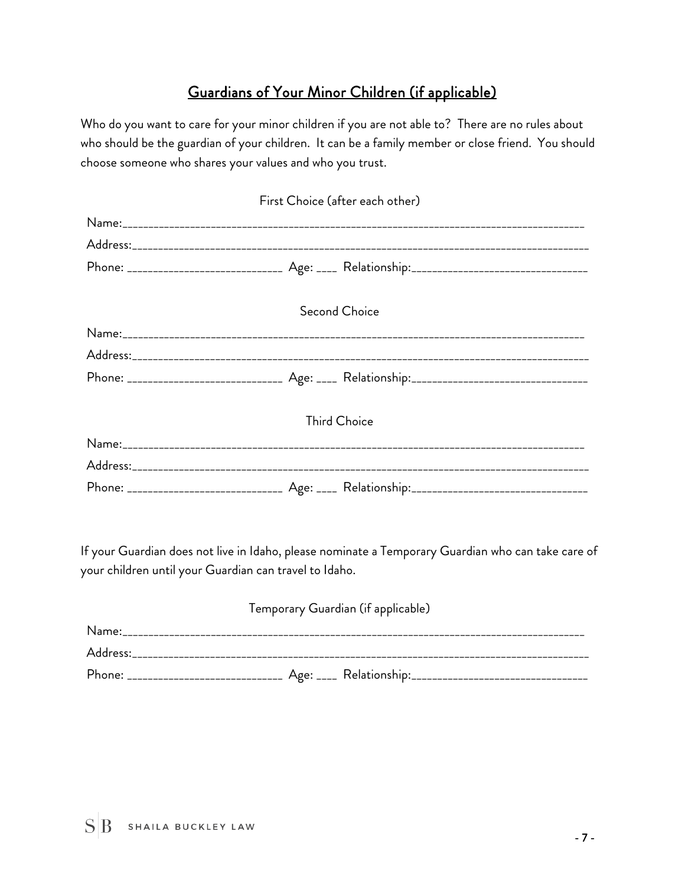## Guardians of Your Minor Children (if applicable)

Who do you want to care for your minor children if you are not able to? There are no rules about who should be the guardian of your children. It can be a family member or close friend. You should choose someone who shares your values and who you trust.

First Choice (after each other)

Name:_____________________________________________________________________________________

Address:___________________________________________________________________________________

Phone: ___________________________ Age: ____ Relationship:______________________________

Second Choice

Name:_____________________________________________________________________________________

Address:___________________________________________________________________________________

Phone: ___________________________ Age: ____ Relationship:______________________________

Third Choice

Name:_____________________________________________________________________________________

Address:___________________________________________________________________________________

Phone: ___________________________ Age: ____ Relationship:______________________________

If your Guardian does not live in Idaho, please nominate a Temporary Guardian who can take care of your children until your Guardian can travel to Idaho.

Temporary Guardian (if applicable)

Name:_____________________________________________________________________________________

Address:___________________________________________________________________________________

Phone: ___________________________ Age: ____ Relationship:______________________________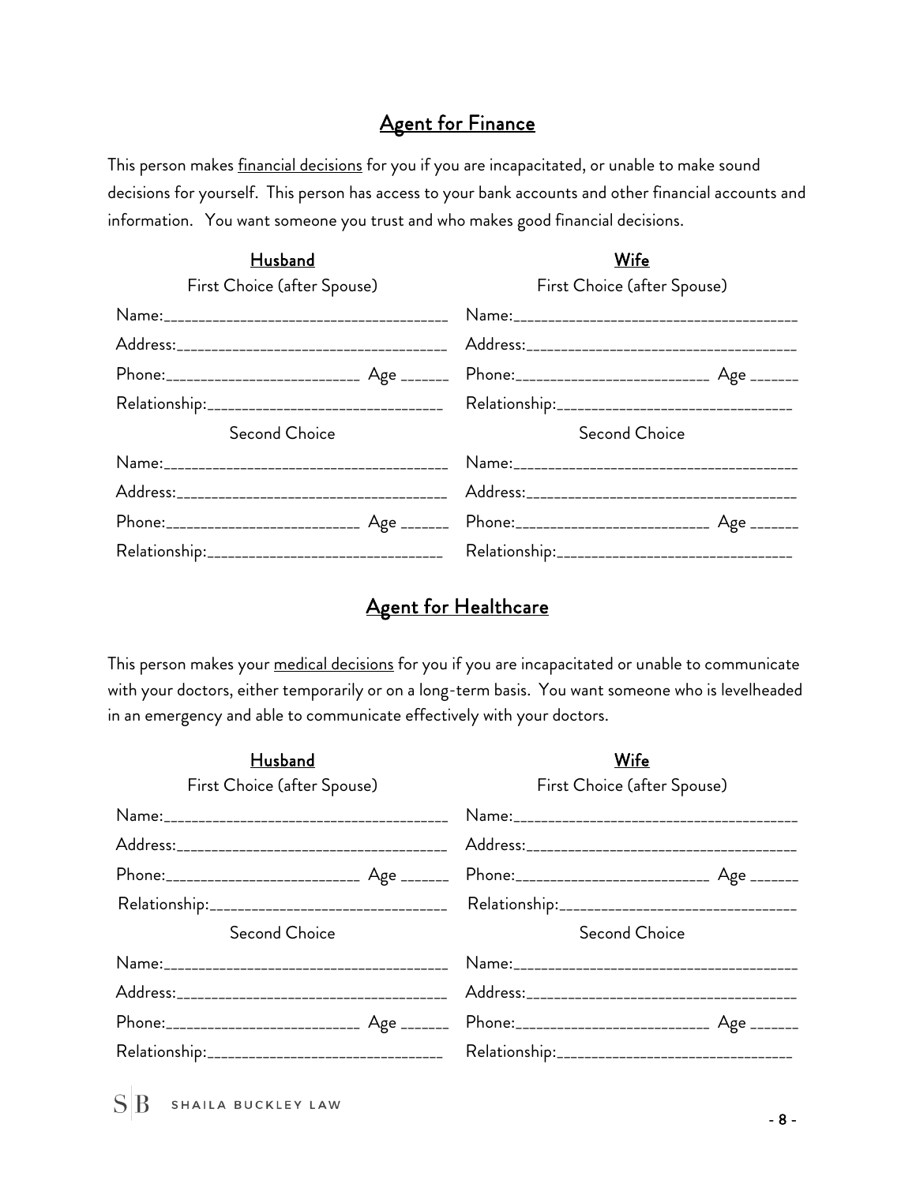## Agent for Finance

This person makes financial decisions for you if you are incapacitated, or unable to make sound decisions for yourself. This person has access to your bank accounts and other financial accounts and information. You want someone you trust and who makes good financial decisions.

| Husband | Wife |
|---|---|
| First Choice (after Spouse) | First Choice (after Spouse) |
| Name:_____________________________________ | Name:_____________________________________ |
| Address:___________________________________ | Address:___________________________________ |
| Phone:_________________________ Age ______ | Phone:_________________________ Age ______ |
| Relationship:______________________________ | Relationship:______________________________ |
| Second Choice | Second Choice |
| Name:_____________________________________ | Name:_____________________________________ |
| Address:___________________________________ | Address:___________________________________ |
| Phone:_________________________ Age ______ | Phone:_________________________ Age ______ |
| Relationship:______________________________ | Relationship:______________________________ |

## Agent for Healthcare

This person makes your medical decisions for you if you are incapacitated or unable to communicate with your doctors, either temporarily or on a long-term basis. You want someone who is levelheaded in an emergency and able to communicate effectively with your doctors.

| Husband | Wife |
|---|---|
| First Choice (after Spouse) | First Choice (after Spouse) |
| Name:_____________________________________ | Name:_____________________________________ |
| Address:___________________________________ | Address:___________________________________ |
| Phone:_________________________ Age ______ | Phone:_________________________ Age ______ |
| Relationship:______________________________ | Relationship:______________________________ |
| Second Choice | Second Choice |
| Name:_____________________________________ | Name:_____________________________________ |
| Address:___________________________________ | Address:___________________________________ |
| Phone:_________________________ Age ______ | Phone:_________________________ Age ______ |
| Relationship:______________________________ | Relationship:______________________________ |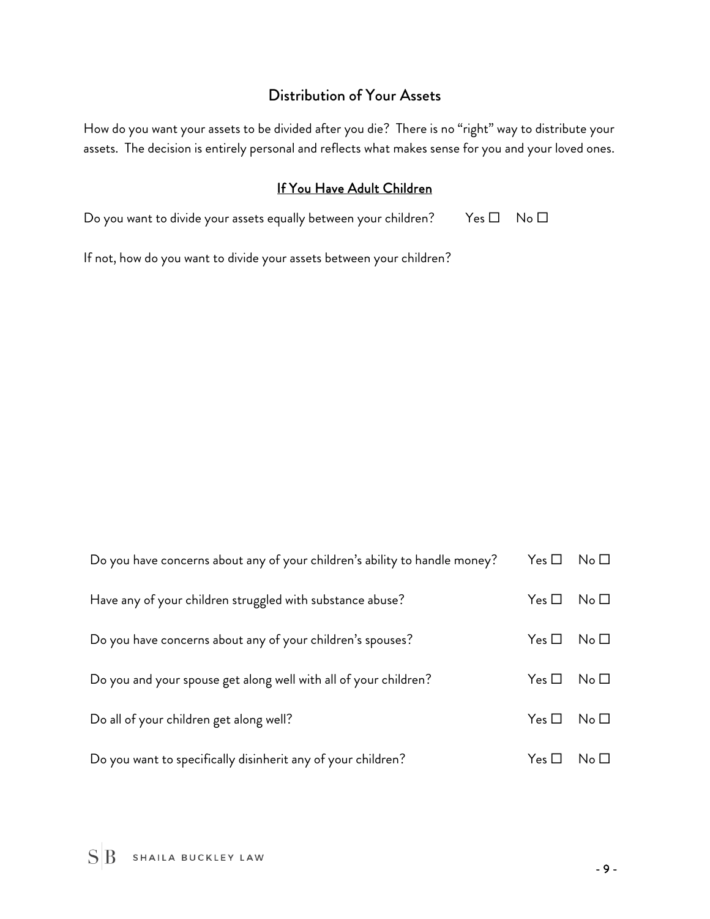## Distribution of Your Assets

How do you want your assets to be divided after you die? There is no "right" way to distribute your assets. The decision is entirely personal and reflects what makes sense for you and your loved ones.

### If You Have Adult Children

Do you want to divide your assets equally between your children? Yes ☐ No ☐

If not, how do you want to divide your assets between your children?

Do you have concerns about any of your children's ability to handle money? Yes ☐ No ☐

Have any of your children struggled with substance abuse? Yes ☐ No ☐

Do you have concerns about any of your children's spouses? Yes ☐ No ☐

Do you and your spouse get along well with all of your children? Yes ☐ No ☐

Do all of your children get along well? Yes ☐ No ☐

Do you want to specifically disinherit any of your children? Yes ☐ No ☐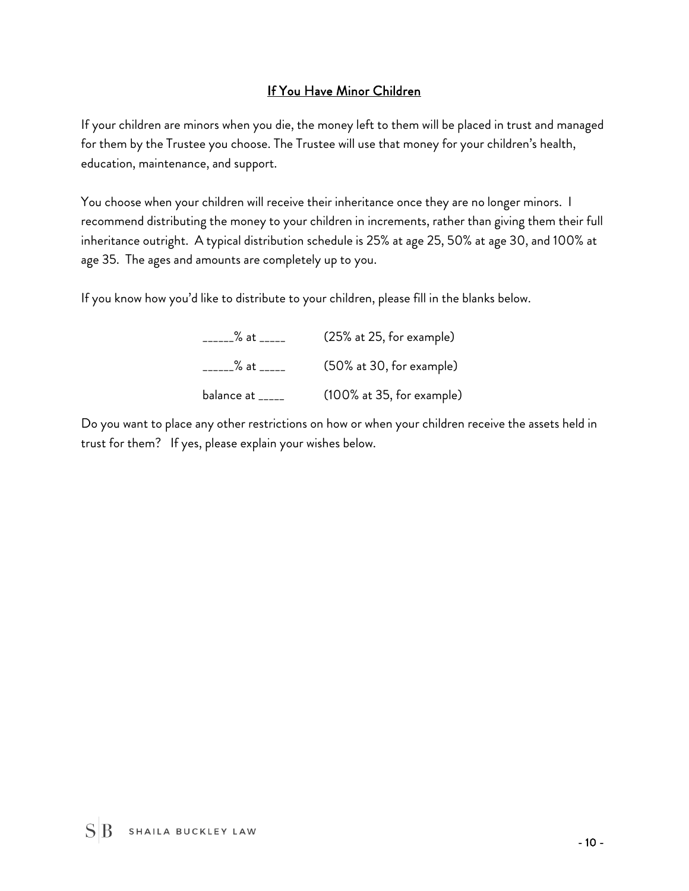## If You Have Minor Children

If your children are minors when you die, the money left to them will be placed in trust and managed for them by the Trustee you choose. The Trustee will use that money for your children's health, education, maintenance, and support.

You choose when your children will receive their inheritance once they are no longer minors. I recommend distributing the money to your children in increments, rather than giving them their full inheritance outright. A typical distribution schedule is 25% at age 25, 50% at age 30, and 100% at age 35. The ages and amounts are completely up to you.

If you know how you'd like to distribute to your children, please fill in the blanks below.

| | |
|---|---|
| ______% at _____ | (25% at 25, for example) |
| ______% at _____ | (50% at 30, for example) |
| balance at _____ | (100% at 35, for example) |

Do you want to place any other restrictions on how or when your children receive the assets held in trust for them? If yes, please explain your wishes below.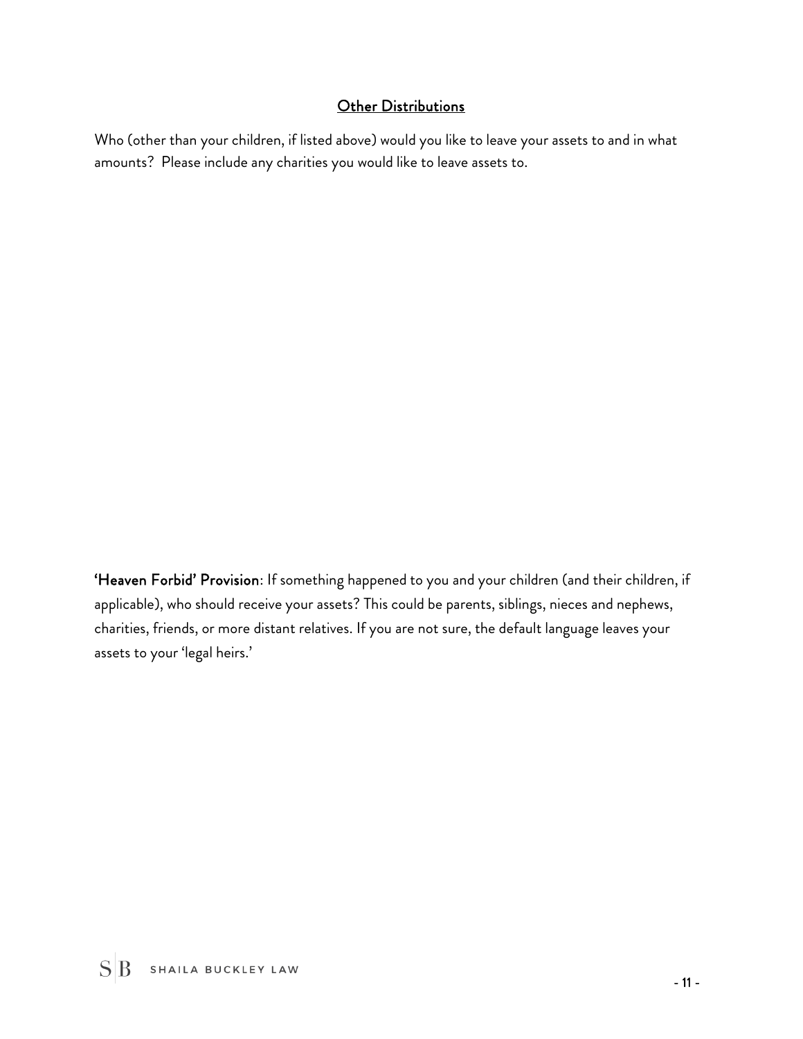## Other Distributions

Who (other than your children, if listed above) would you like to leave your assets to and in what amounts? Please include any charities you would like to leave assets to.

**'Heaven Forbid' Provision**: If something happened to you and your children (and their children, if applicable), who should receive your assets? This could be parents, siblings, nieces and nephews, charities, friends, or more distant relatives. If you are not sure, the default language leaves your assets to your 'legal heirs.'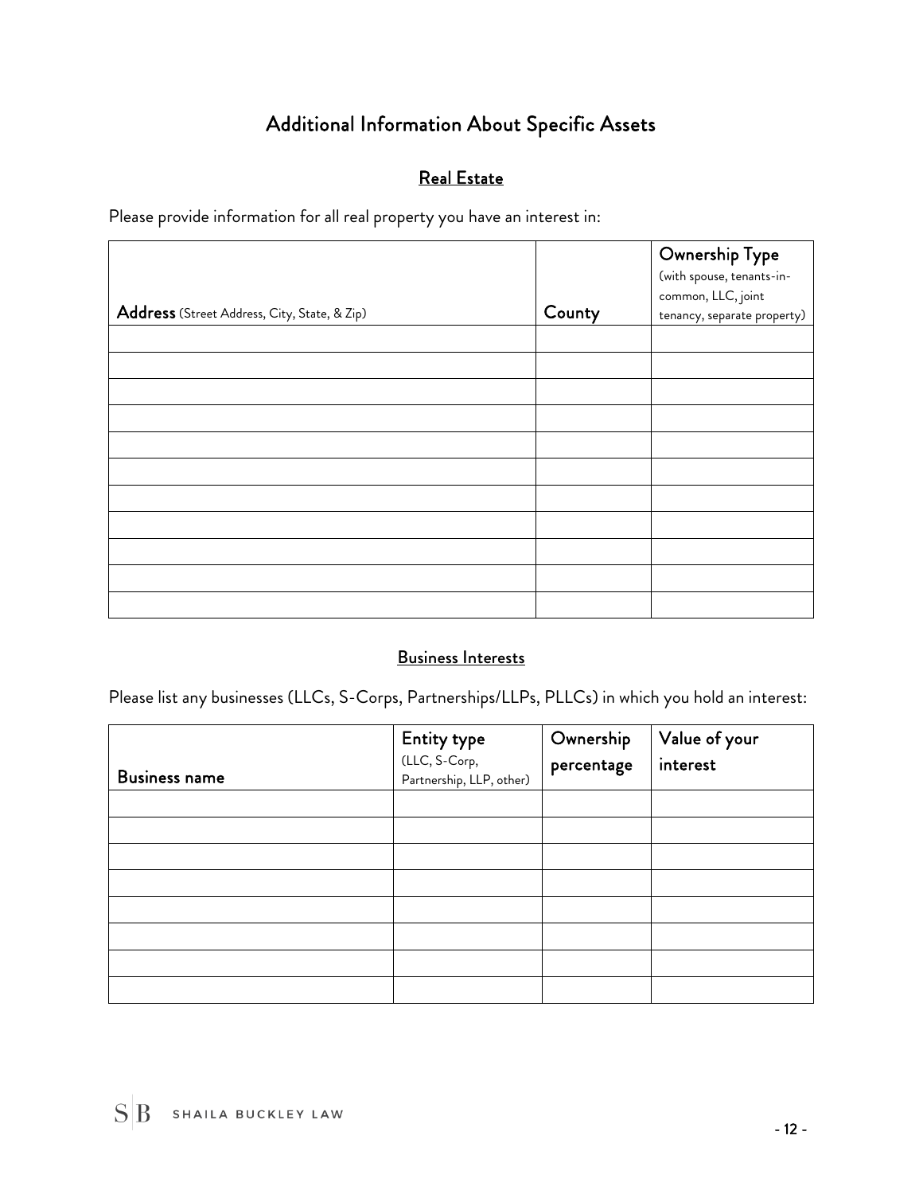# Additional Information About Specific Assets

## Real Estate

Please provide information for all real property you have an interest in:

| **Address** (Street Address, City, State, & Zip) | County | Ownership Type (with spouse, tenants-in-common, LLC, joint tenancy, separate property) |
| --- | --- | --- |
| | | |
| | | |
| | | |
| | | |
| | | |
| | | |
| | | |
| | | |
| | | |
| | | |
| | | |

## Business Interests

Please list any businesses (LLCs, S-Corps, Partnerships/LLPs, PLLCs) in which you hold an interest:

| Business name | Entity type (LLC, S-Corp, Partnership, LLP, other) | Ownership percentage | Value of your interest |
| --- | --- | --- | --- |
| | | | |
| | | | |
| | | | |
| | | | |
| | | | |
| | | | |
| | | | |
| | | | |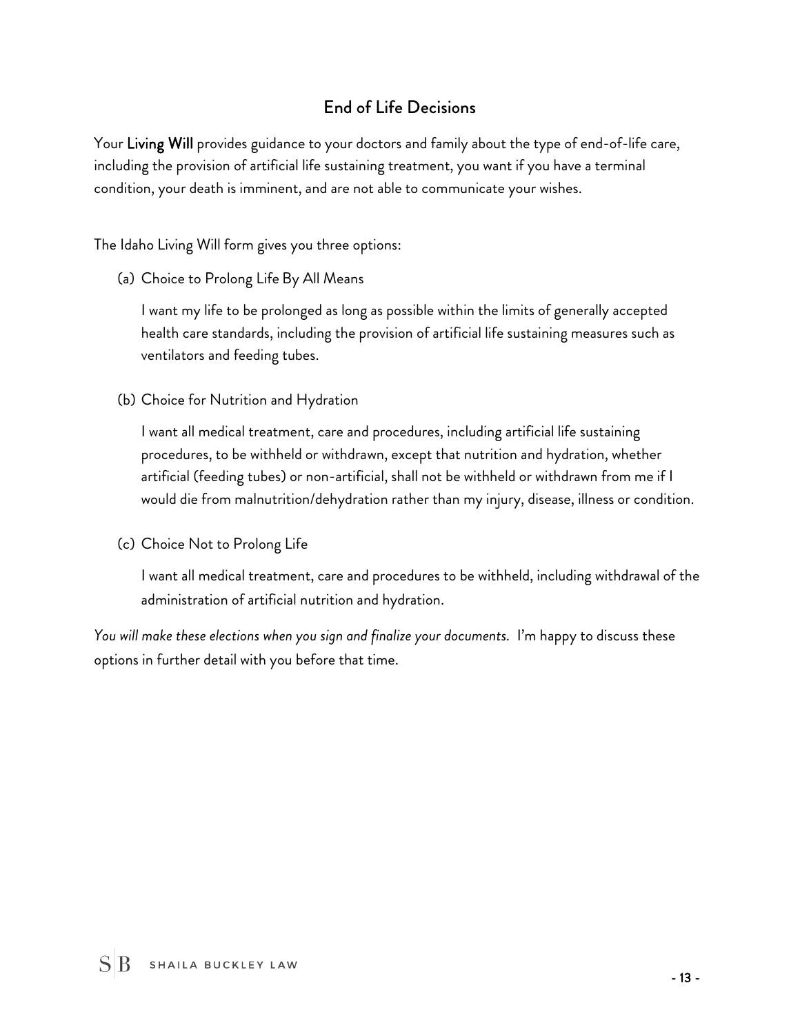## End of Life Decisions

Your **Living Will** provides guidance to your doctors and family about the type of end-of-life care, including the provision of artificial life sustaining treatment, you want if you have a terminal condition, your death is imminent, and are not able to communicate your wishes.

The Idaho Living Will form gives you three options:

(a) Choice to Prolong Life By All Means

I want my life to be prolonged as long as possible within the limits of generally accepted health care standards, including the provision of artificial life sustaining measures such as ventilators and feeding tubes.

(b) Choice for Nutrition and Hydration

I want all medical treatment, care and procedures, including artificial life sustaining procedures, to be withheld or withdrawn, except that nutrition and hydration, whether artificial (feeding tubes) or non-artificial, shall not be withheld or withdrawn from me if I would die from malnutrition/dehydration rather than my injury, disease, illness or condition.

(c) Choice Not to Prolong Life

I want all medical treatment, care and procedures to be withheld, including withdrawal of the administration of artificial nutrition and hydration.

*You will make these elections when you sign and finalize your documents.* I'm happy to discuss these options in further detail with you before that time.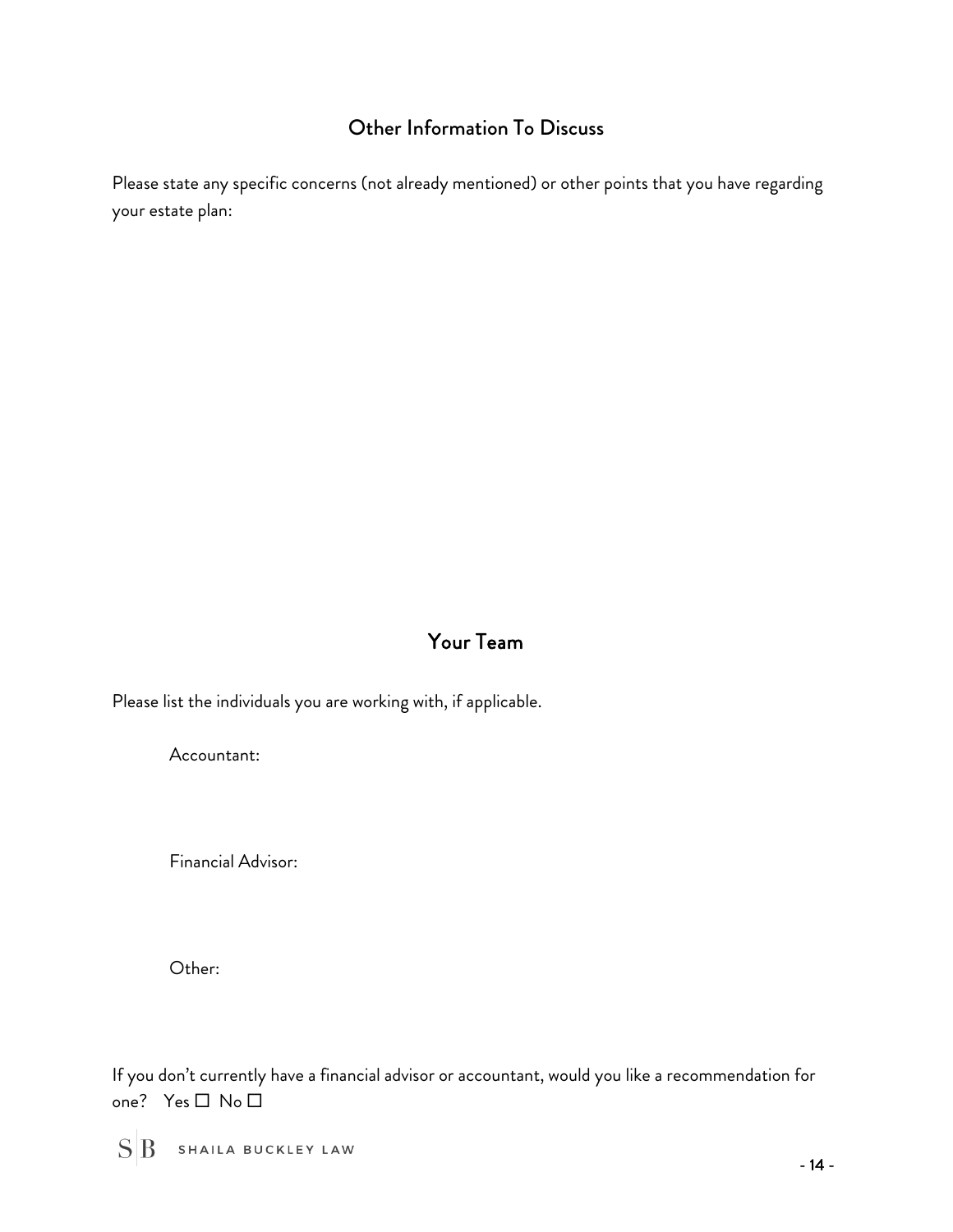## Other Information To Discuss

Please state any specific concerns (not already mentioned) or other points that you have regarding your estate plan:

## Your Team

Please list the individuals you are working with, if applicable.

Accountant:

Financial Advisor:

Other:

If you don't currently have a financial advisor or accountant, would you like a recommendation for one? Yes ☐ No ☐